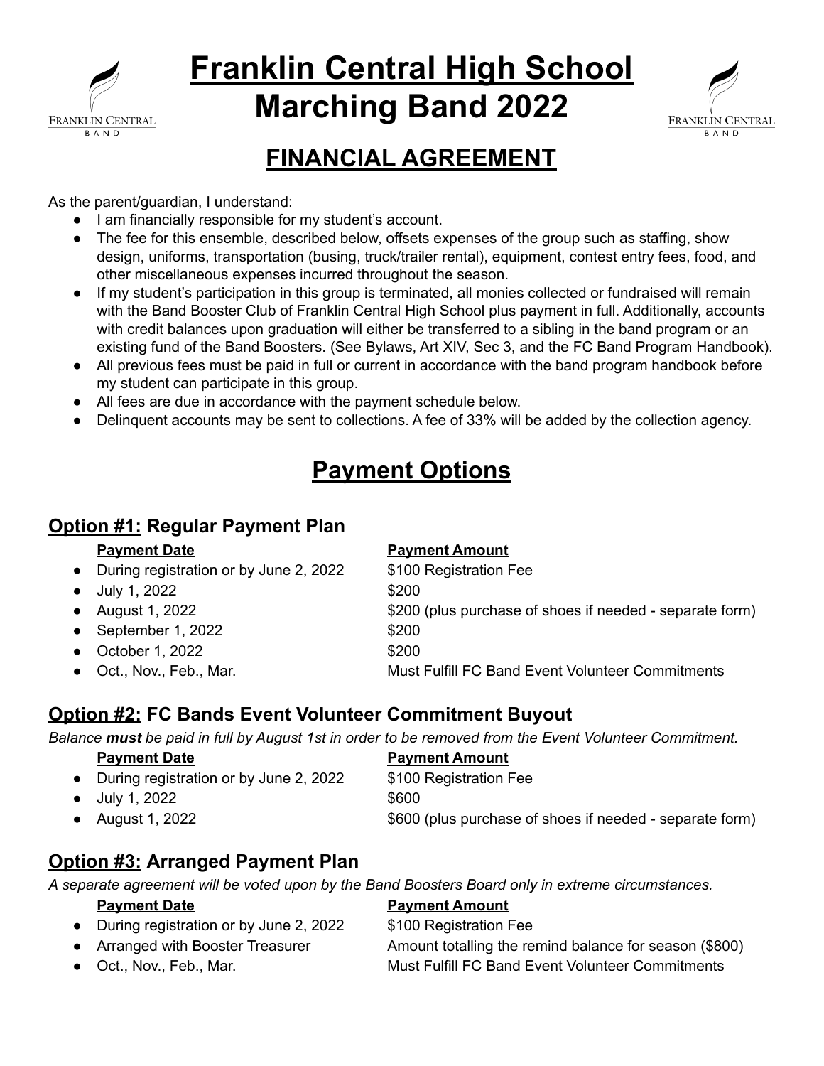# Franklin Central High School Marching Band 2022

## FINANCIAL AGREEMENT

As the parent/guardian, I understand:

- I am financially responsible for my student's account.
- The fee for this ensemble, described below, offsets expenses of the group such as staffing, show design, uniforms, transportation (busing, truck/trailer rental), equipment, contest entry fees, food, and other miscellaneous expenses incurred throughout the season.
- If my student's participation in this group is terminated, all monies collected or fundraised will remain with the Band Booster Club of Franklin Central High School plus payment in full. Additionally, accounts with credit balances upon graduation will either be transferred to a sibling in the band program or an existing fund of the Band Boosters. (See Bylaws, Art XIV, Sec 3, and the FC Band Program Handbook).
- All previous fees must be paid in full or current in accordance with the band program handbook before my student can participate in this group.
- All fees are due in accordance with the payment schedule below.
- Delinquent accounts may be sent to collections. A fee of 33% will be added by the collection agency.

## Payment Options

### Option #1: Regular Payment Plan

| Payment Date | Payment Amount |
| --- | --- |
| During registration or by June 2, 2022 | $100 Registration Fee |
| July 1, 2022 | $200 |
| August 1, 2022 | $200 (plus purchase of shoes if needed - separate form) |
| September 1, 2022 | $200 |
| October 1, 2022 | $200 |
| Oct., Nov., Feb., Mar. | Must Fulfill FC Band Event Volunteer Commitments |

### Option #2: FC Bands Event Volunteer Commitment Buyout

*Balance **must** be paid in full by August 1st in order to be removed from the Event Volunteer Commitment.*

| Payment Date | Payment Amount |
| --- | --- |
| During registration or by June 2, 2022 | $100 Registration Fee |
| July 1, 2022 | $600 |
| August 1, 2022 | $600 (plus purchase of shoes if needed - separate form) |

### Option #3: Arranged Payment Plan

*A separate agreement will be voted upon by the Band Boosters Board only in extreme circumstances.*

| Payment Date | Payment Amount |
| --- | --- |
| During registration or by June 2, 2022 | $100 Registration Fee |
| Arranged with Booster Treasurer | Amount totalling the remind balance for season ($800) |
| Oct., Nov., Feb., Mar. | Must Fulfill FC Band Event Volunteer Commitments |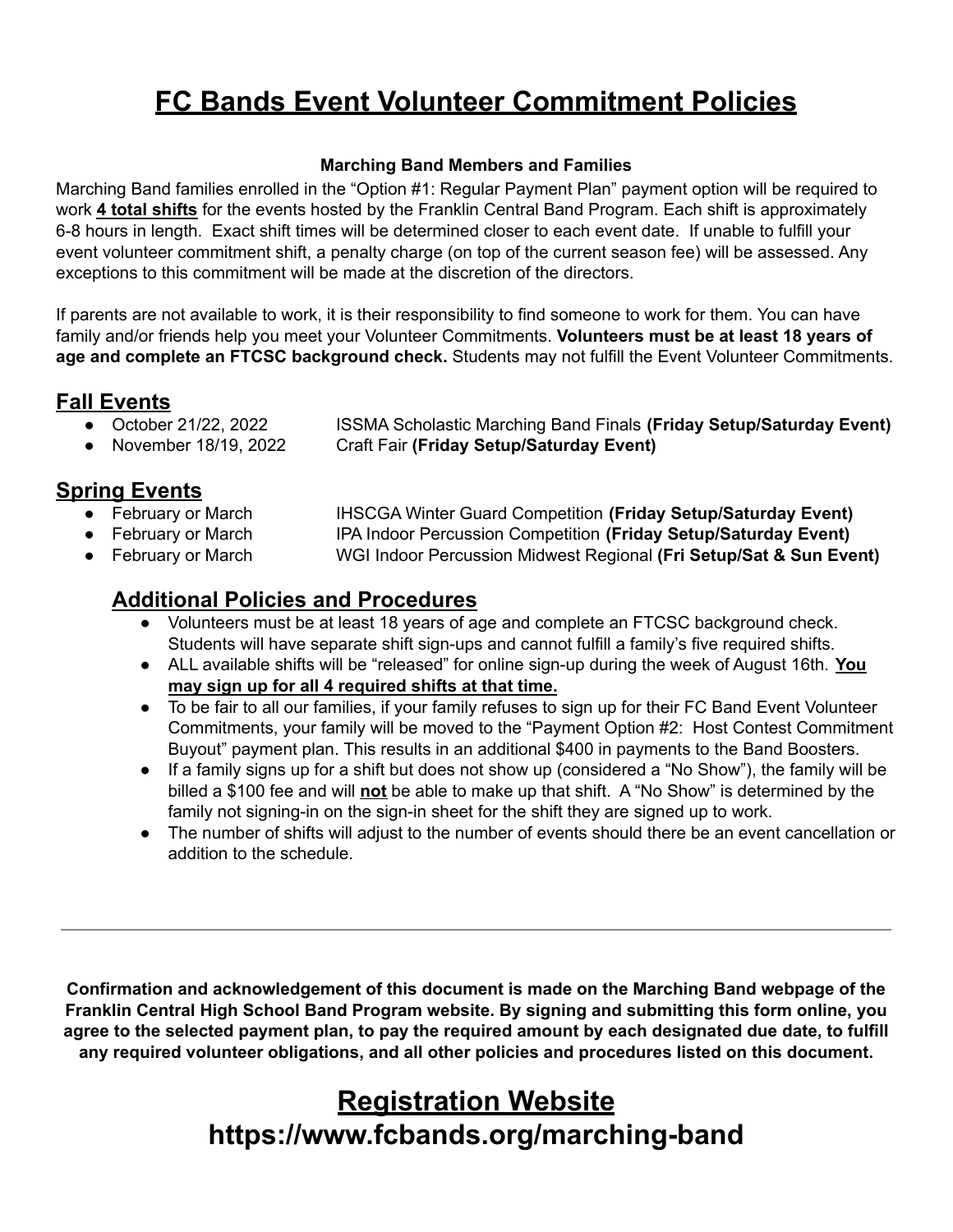# FC Bands Event Volunteer Commitment Policies

**Marching Band Members and Families**

Marching Band families enrolled in the "Option #1: Regular Payment Plan" payment option will be required to work **4 total shifts** for the events hosted by the Franklin Central Band Program. Each shift is approximately 6-8 hours in length. Exact shift times will be determined closer to each event date. If unable to fulfill your event volunteer commitment shift, a penalty charge (on top of the current season fee) will be assessed. Any exceptions to this commitment will be made at the discretion of the directors.

If parents are not available to work, it is their responsibility to find someone to work for them. You can have family and/or friends help you meet your Volunteer Commitments. **Volunteers must be at least 18 years of age and complete an FTCSC background check.** Students may not fulfill the Event Volunteer Commitments.

## Fall Events

- October 21/22, 2022 — ISSMA Scholastic Marching Band Finals **(Friday Setup/Saturday Event)**
- November 18/19, 2022 — Craft Fair **(Friday Setup/Saturday Event)**

## Spring Events

- February or March — IHSCGA Winter Guard Competition **(Friday Setup/Saturday Event)**
- February or March — IPA Indoor Percussion Competition **(Friday Setup/Saturday Event)**
- February or March — WGI Indoor Percussion Midwest Regional **(Fri Setup/Sat & Sun Event)**

## Additional Policies and Procedures

- Volunteers must be at least 18 years of age and complete an FTCSC background check. Students will have separate shift sign-ups and cannot fulfill a family's five required shifts.
- ALL available shifts will be "released" for online sign-up during the week of August 16th. **You may sign up for all 4 required shifts at that time.**
- To be fair to all our families, if your family refuses to sign up for their FC Band Event Volunteer Commitments, your family will be moved to the "Payment Option #2: Host Contest Commitment Buyout" payment plan. This results in an additional $400 in payments to the Band Boosters.
- If a family signs up for a shift but does not show up (considered a "No Show"), the family will be billed a $100 fee and will **not** be able to make up that shift. A "No Show" is determined by the family not signing-in on the sign-in sheet for the shift they are signed up to work.
- The number of shifts will adjust to the number of events should there be an event cancellation or addition to the schedule.

---

**Confirmation and acknowledgement of this document is made on the Marching Band webpage of the Franklin Central High School Band Program website. By signing and submitting this form online, you agree to the selected payment plan, to pay the required amount by each designated due date, to fulfill any required volunteer obligations, and all other policies and procedures listed on this document.**

# Registration Website

# https://www.fcbands.org/marching-band